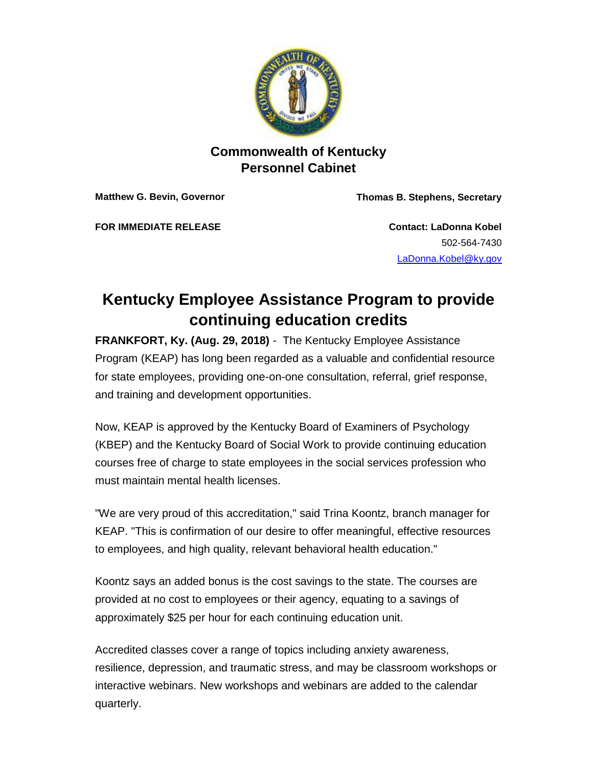**Commonwealth of Kentucky**
**Personnel Cabinet**

**Matthew G. Bevin, Governor** | **Thomas B. Stephens, Secretary**

**FOR IMMEDIATE RELEASE**

**Contact: LaDonna Kobel**
502-564-7430
LaDonna.Kobel@ky.gov

# Kentucky Employee Assistance Program to provide continuing education credits

**FRANKFORT, Ky. (Aug. 29, 2018)** - The Kentucky Employee Assistance Program (KEAP) has long been regarded as a valuable and confidential resource for state employees, providing one-on-one consultation, referral, grief response, and training and development opportunities.

Now, KEAP is approved by the Kentucky Board of Examiners of Psychology (KBEP) and the Kentucky Board of Social Work to provide continuing education courses free of charge to state employees in the social services profession who must maintain mental health licenses.

"We are very proud of this accreditation," said Trina Koontz, branch manager for KEAP. "This is confirmation of our desire to offer meaningful, effective resources to employees, and high quality, relevant behavioral health education."

Koontz says an added bonus is the cost savings to the state. The courses are provided at no cost to employees or their agency, equating to a savings of approximately $25 per hour for each continuing education unit.

Accredited classes cover a range of topics including anxiety awareness, resilience, depression, and traumatic stress, and may be classroom workshops or interactive webinars. New workshops and webinars are added to the calendar quarterly.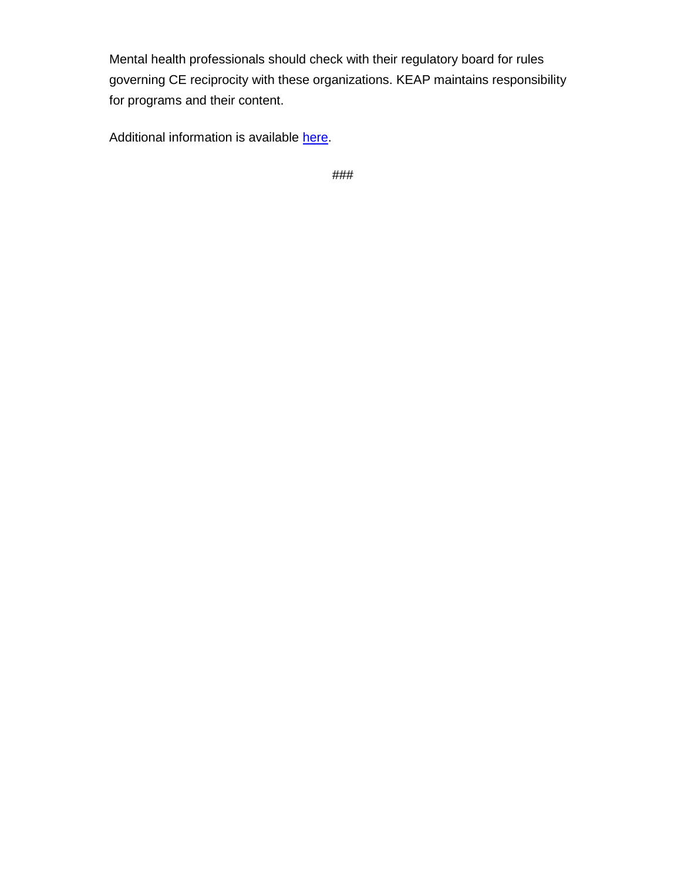Mental health professionals should check with their regulatory board for rules governing CE reciprocity with these organizations. KEAP maintains responsibility for programs and their content.

Additional information is available here.

###